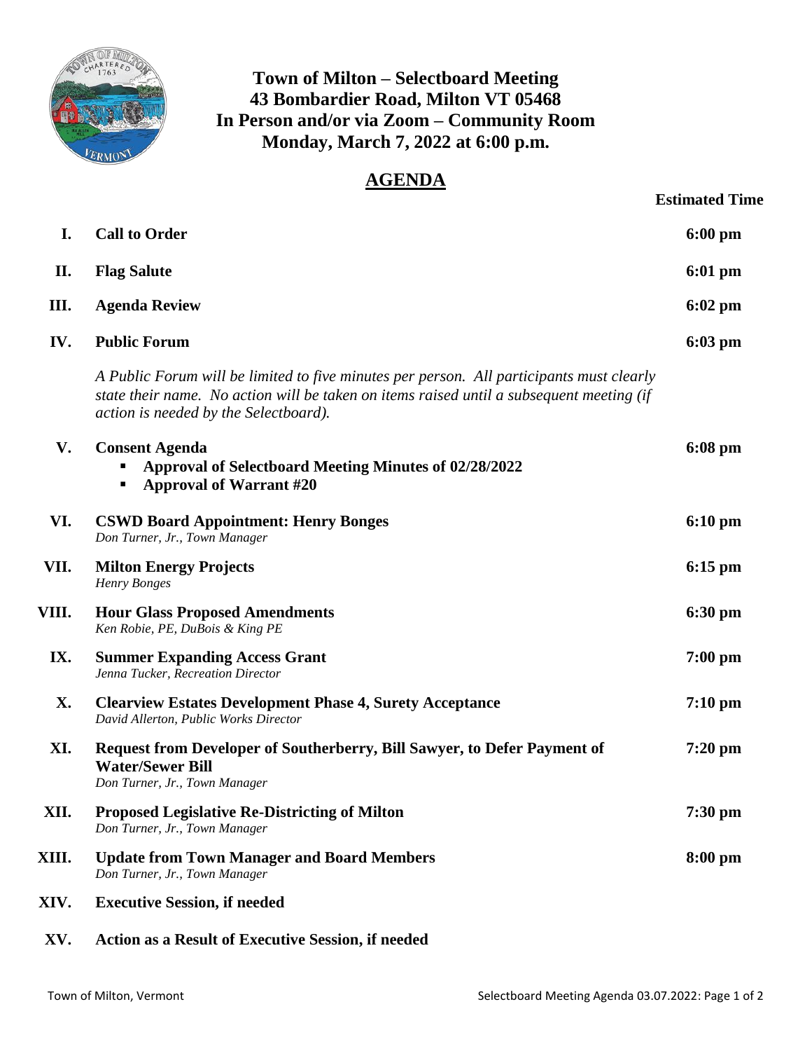# Town of Milton – Selectboard Meeting
## 43 Bombardier Road, Milton VT 05468
## In Person and/or via Zoom – Community Room
## Monday, March 7, 2022 at 6:00 p.m.

## AGENDA

| | | Estimated Time |
|---|---|---|
| **I.** | **Call to Order** | **6:00 pm** |
| **II.** | **Flag Salute** | **6:01 pm** |
| **III.** | **Agenda Review** | **6:02 pm** |
| **IV.** | **Public Forum**<br>*A Public Forum will be limited to five minutes per person. All participants must clearly state their name. No action will be taken on items raised until a subsequent meeting (if action is needed by the Selectboard).* | **6:03 pm** |
| **V.** | **Consent Agenda**<br>▪ **Approval of Selectboard Meeting Minutes of 02/28/2022**<br>▪ **Approval of Warrant #20** | **6:08 pm** |
| **VI.** | **CSWD Board Appointment: Henry Bonges**<br>*Don Turner, Jr., Town Manager* | **6:10 pm** |
| **VII.** | **Milton Energy Projects**<br>*Henry Bonges* | **6:15 pm** |
| **VIII.** | **Hour Glass Proposed Amendments**<br>*Ken Robie, PE, DuBois & King PE* | **6:30 pm** |
| **IX.** | **Summer Expanding Access Grant**<br>*Jenna Tucker, Recreation Director* | **7:00 pm** |
| **X.** | **Clearview Estates Development Phase 4, Surety Acceptance**<br>*David Allerton, Public Works Director* | **7:10 pm** |
| **XI.** | **Request from Developer of Southerberry, Bill Sawyer, to Defer Payment of Water/Sewer Bill**<br>*Don Turner, Jr., Town Manager* | **7:20 pm** |
| **XII.** | **Proposed Legislative Re-Districting of Milton**<br>*Don Turner, Jr., Town Manager* | **7:30 pm** |
| **XIII.** | **Update from Town Manager and Board Members**<br>*Don Turner, Jr., Town Manager* | **8:00 pm** |
| **XIV.** | **Executive Session, if needed** | |
| **XV.** | **Action as a Result of Executive Session, if needed** | |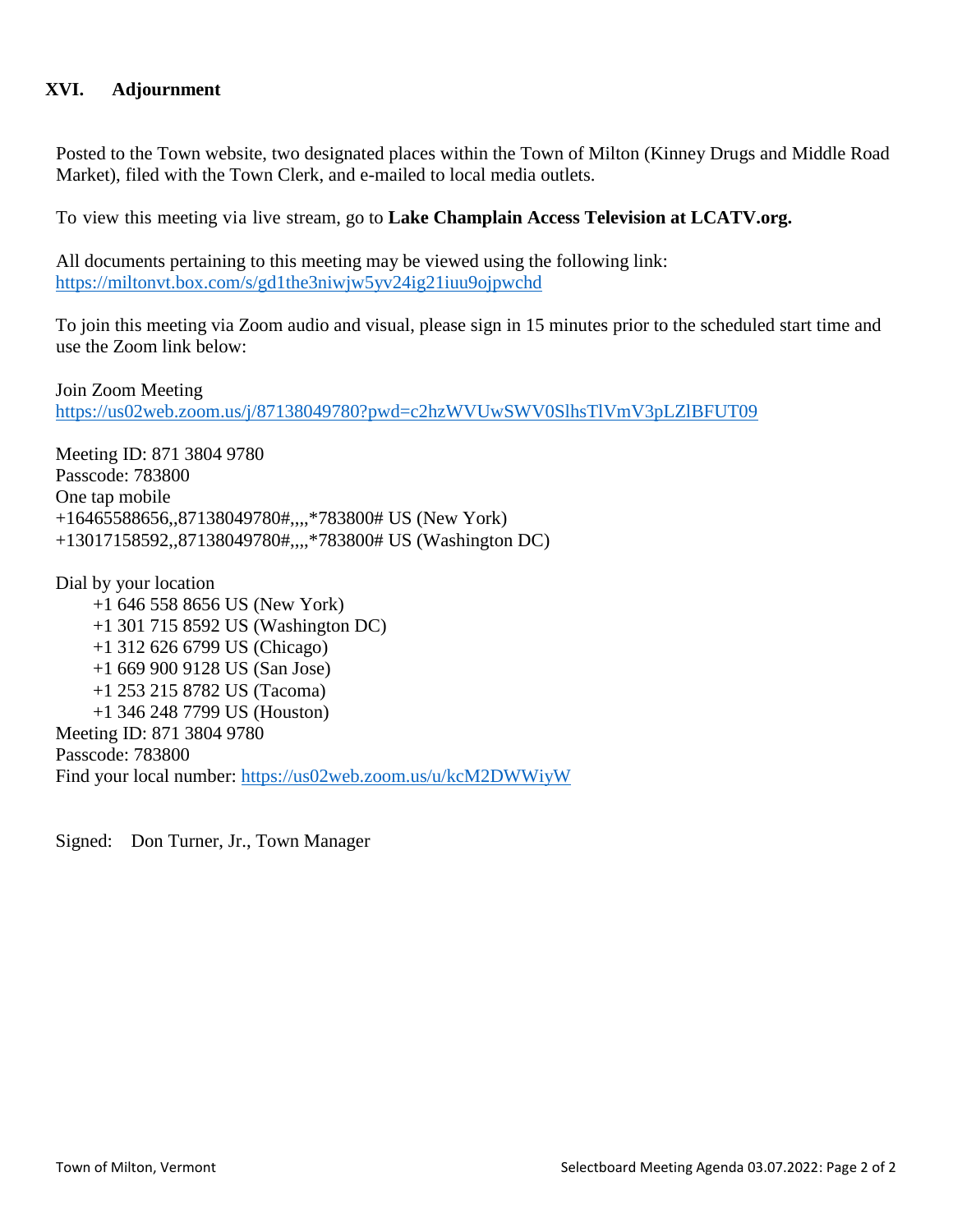## XVI. Adjournment

Posted to the Town website, two designated places within the Town of Milton (Kinney Drugs and Middle Road Market), filed with the Town Clerk, and e-mailed to local media outlets.

To view this meeting via live stream, go to **Lake Champlain Access Television at LCATV.org.**

All documents pertaining to this meeting may be viewed using the following link:
https://miltonvt.box.com/s/gd1the3niwjw5yv24ig21iuu9ojpwchd

To join this meeting via Zoom audio and visual, please sign in 15 minutes prior to the scheduled start time and use the Zoom link below:

Join Zoom Meeting
https://us02web.zoom.us/j/87138049780?pwd=c2hzWVUwSWV0SlhsTlVmV3pLZlBFUT09

Meeting ID: 871 3804 9780
Passcode: 783800
One tap mobile
+16465588656,,87138049780#,,,,*783800# US (New York)
+13017158592,,87138049780#,,,,*783800# US (Washington DC)

Dial by your location
+1 646 558 8656 US (New York)
+1 301 715 8592 US (Washington DC)
+1 312 626 6799 US (Chicago)
+1 669 900 9128 US (San Jose)
+1 253 215 8782 US (Tacoma)
+1 346 248 7799 US (Houston)
Meeting ID: 871 3804 9780
Passcode: 783800
Find your local number: https://us02web.zoom.us/u/kcM2DWWiyW

Signed: Don Turner, Jr., Town Manager